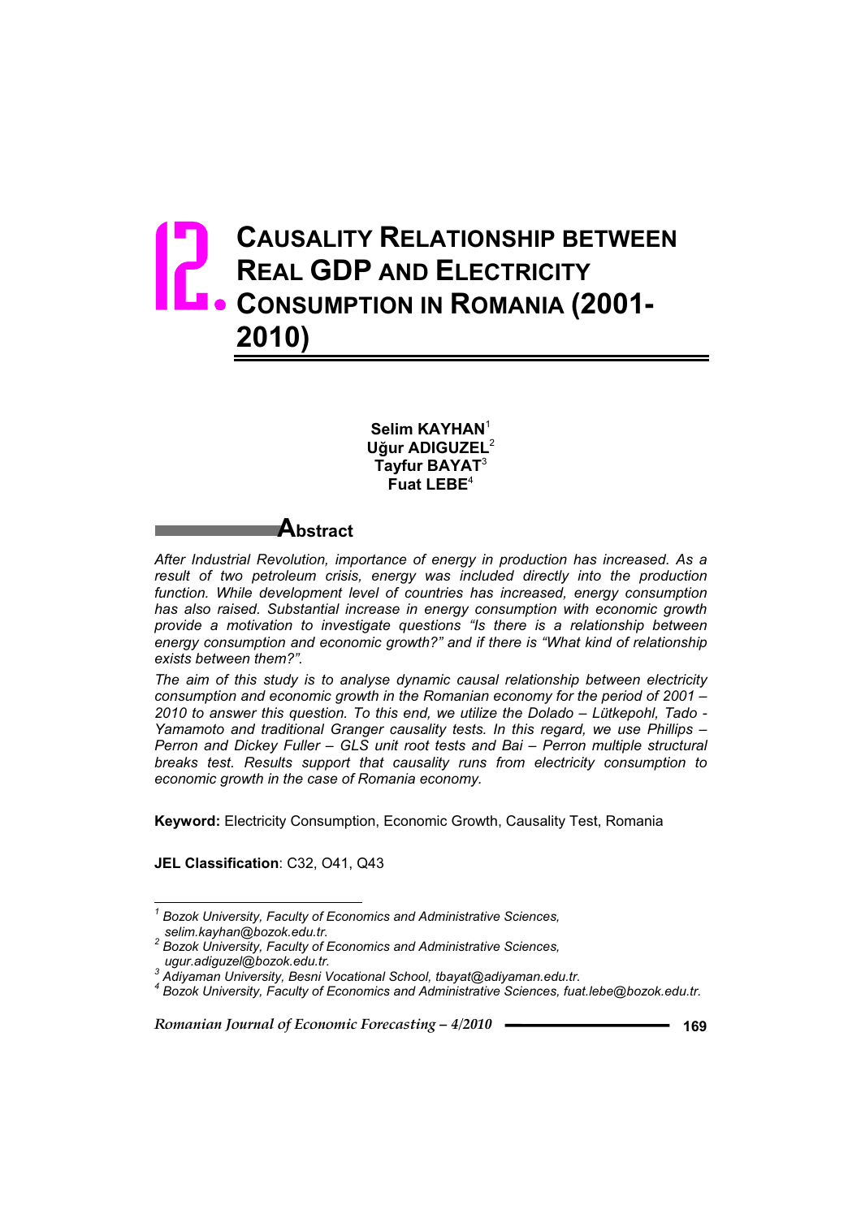# 12. CAUSALITY RELATIONSHIP BETWEEN REAL GDP AND ELECTRICITY CONSUMPTION IN ROMANIA (2001-2010)

**Selim KAYHAN**[1]
**Uğur ADIGUZEL**[2]
**Tayfur BAYAT**[3]
**Fuat LEBE**[4]

## Abstract

*After Industrial Revolution, importance of energy in production has increased. As a result of two petroleum crisis, energy was included directly into the production function. While development level of countries has increased, energy consumption has also raised. Substantial increase in energy consumption with economic growth provide a motivation to investigate questions "Is there is a relationship between energy consumption and economic growth?" and if there is "What kind of relationship exists between them?".*

*The aim of this study is to analyse dynamic causal relationship between electricity consumption and economic growth in the Romanian economy for the period of 2001 – 2010 to answer this question. To this end, we utilize the Dolado – Lütkepohl, Tado - Yamamoto and traditional Granger causality tests. In this regard, we use Phillips – Perron and Dickey Fuller – GLS unit root tests and Bai – Perron multiple structural breaks test. Results support that causality runs from electricity consumption to economic growth in the case of Romania economy.*

**Keyword:** Electricity Consumption, Economic Growth, Causality Test, Romania

**JEL Classification**: C32, O41, Q43

---

[1] *Bozok University, Faculty of Economics and Administrative Sciences, selim.kayhan@bozok.edu.tr.*

[2] *Bozok University, Faculty of Economics and Administrative Sciences, ugur.adiguzel@bozok.edu.tr.*

[3] *Adiyaman University, Besni Vocational School, tbayat@adiyaman.edu.tr.*

[4] *Bozok University, Faculty of Economics and Administrative Sciences, fuat.lebe@bozok.edu.tr.*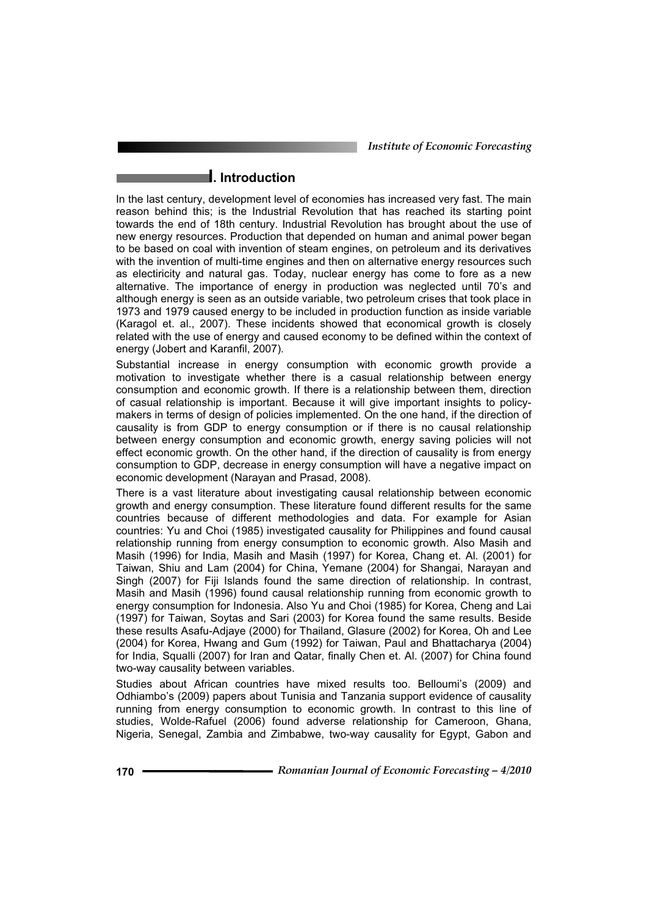## I. Introduction

In the last century, development level of economies has increased very fast. The main reason behind this; is the Industrial Revolution that has reached its starting point towards the end of 18th century. Industrial Revolution has brought about the use of new energy resources. Production that depended on human and animal power began to be based on coal with invention of steam engines, on petroleum and its derivatives with the invention of multi-time engines and then on alternative energy resources such as electiricity and natural gas. Today, nuclear energy has come to fore as a new alternative. The importance of energy in production was neglected until 70's and although energy is seen as an outside variable, two petroleum crises that took place in 1973 and 1979 caused energy to be included in production function as inside variable (Karagol et. al., 2007). These incidents showed that economical growth is closely related with the use of energy and caused economy to be defined within the context of energy (Jobert and Karanfil, 2007).

Substantial increase in energy consumption with economic growth provide a motivation to investigate whether there is a casual relationship between energy consumption and economic growth. If there is a relationship between them, direction of casual relationship is important. Because it will give important insights to policy-makers in terms of design of policies implemented. On the one hand, if the direction of causality is from GDP to energy consumption or if there is no causal relationship between energy consumption and economic growth, energy saving policies will not effect economic growth. On the other hand, if the direction of causality is from energy consumption to GDP, decrease in energy consumption will have a negative impact on economic development (Narayan and Prasad, 2008).

There is a vast literature about investigating causal relationship between economic growth and energy consumption. These literature found different results for the same countries because of different methodologies and data. For example for Asian countries: Yu and Choi (1985) investigated causality for Philippines and found causal relationship running from energy consumption to economic growth. Also Masih and Masih (1996) for India, Masih and Masih (1997) for Korea, Chang et. Al. (2001) for Taiwan, Shiu and Lam (2004) for China, Yemane (2004) for Shangai, Narayan and Singh (2007) for Fiji Islands found the same direction of relationship. In contrast, Masih and Masih (1996) found causal relationship running from economic growth to energy consumption for Indonesia. Also Yu and Choi (1985) for Korea, Cheng and Lai (1997) for Taiwan, Soytas and Sari (2003) for Korea found the same results. Beside these results Asafu-Adjaye (2000) for Thailand, Glasure (2002) for Korea, Oh and Lee (2004) for Korea, Hwang and Gum (1992) for Taiwan, Paul and Bhattacharya (2004) for India, Squalli (2007) for Iran and Qatar, finally Chen et. Al. (2007) for China found two-way causality between variables.

Studies about African countries have mixed results too. Belloumi's (2009) and Odhiambo's (2009) papers about Tunisia and Tanzania support evidence of causality running from energy consumption to economic growth. In contrast to this line of studies, Wolde-Rafuel (2006) found adverse relationship for Cameroon, Ghana, Nigeria, Senegal, Zambia and Zimbabwe, two-way causality for Egypt, Gabon and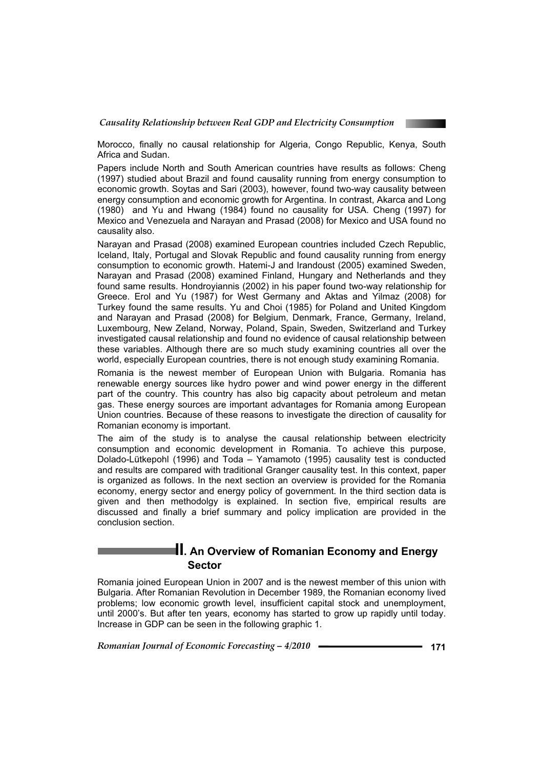Morocco, finally no causal relationship for Algeria, Congo Republic, Kenya, South Africa and Sudan.

Papers include North and South American countries have results as follows: Cheng (1997) studied about Brazil and found causality running from energy consumption to economic growth. Soytas and Sari (2003), however, found two-way causality between energy consumption and economic growth for Argentina. In contrast, Akarca and Long (1980) and Yu and Hwang (1984) found no causality for USA. Cheng (1997) for Mexico and Venezuela and Narayan and Prasad (2008) for Mexico and USA found no causality also.

Narayan and Prasad (2008) examined European countries included Czech Republic, Iceland, Italy, Portugal and Slovak Republic and found causality running from energy consumption to economic growth. Hatemi-J and Irandoust (2005) examined Sweden, Narayan and Prasad (2008) examined Finland, Hungary and Netherlands and they found same results. Hondroyiannis (2002) in his paper found two-way relationship for Greece. Erol and Yu (1987) for West Germany and Aktas and Yilmaz (2008) for Turkey found the same results. Yu and Choi (1985) for Poland and United Kingdom and Narayan and Prasad (2008) for Belgium, Denmark, France, Germany, Ireland, Luxembourg, New Zeland, Norway, Poland, Spain, Sweden, Switzerland and Turkey investigated causal relationship and found no evidence of causal relationship between these variables. Although there are so much study examining countries all over the world, especially European countries, there is not enough study examining Romania.

Romania is the newest member of European Union with Bulgaria. Romania has renewable energy sources like hydro power and wind power energy in the different part of the country. This country has also big capacity about petroleum and metan gas. These energy sources are important advantages for Romania among European Union countries. Because of these reasons to investigate the direction of causality for Romanian economy is important.

The aim of the study is to analyse the causal relationship between electricity consumption and economic development in Romania. To achieve this purpose, Dolado-Lütkepohl (1996) and Toda – Yamamoto (1995) causality test is conducted and results are compared with traditional Granger causality test. In this context, paper is organized as follows. In the next section an overview is provided for the Romania economy, energy sector and energy policy of government. In the third section data is given and then methodolgy is explained. In section five, empirical results are discussed and finally a brief summary and policy implication are provided in the conclusion section.

## II. An Overview of Romanian Economy and Energy Sector

Romania joined European Union in 2007 and is the newest member of this union with Bulgaria. After Romanian Revolution in December 1989, the Romanian economy lived problems; low economic growth level, insufficient capital stock and unemployment, until 2000's. But after ten years, economy has started to grow up rapidly until today. Increase in GDP can be seen in the following graphic 1.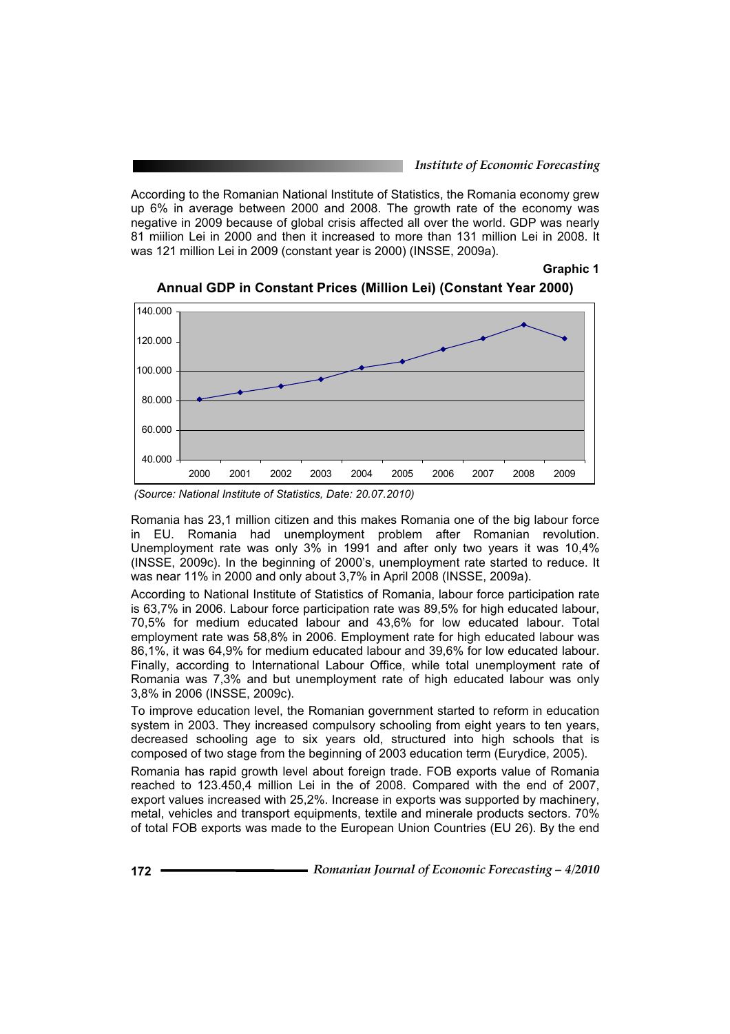According to the Romanian National Institute of Statistics, the Romania economy grew up 6% in average between 2000 and 2008. The growth rate of the economy was negative in 2009 because of global crisis affected all over the world. GDP was nearly 81 miilion Lei in 2000 and then it increased to more than 131 million Lei in 2008. It was 121 million Lei in 2009 (constant year is 2000) (INSSE, 2009a).

**Graphic 1**

**Annual GDP in Constant Prices (Million Lei) (Constant Year 2000)**

*(Source: National Institute of Statistics, Date: 20.07.2010)*

Romania has 23,1 million citizen and this makes Romania one of the big labour force in EU. Romania had unemployment problem after Romanian revolution. Unemployment rate was only 3% in 1991 and after only two years it was 10,4% (INSSE, 2009c). In the beginning of 2000's, unemployment rate started to reduce. It was near 11% in 2000 and only about 3,7% in April 2008 (INSSE, 2009a).

According to National Institute of Statistics of Romania, labour force participation rate is 63,7% in 2006. Labour force participation rate was 89,5% for high educated labour, 70,5% for medium educated labour and 43,6% for low educated labour. Total employment rate was 58,8% in 2006. Employment rate for high educated labour was 86,1%, it was 64,9% for medium educated labour and 39,6% for low educated labour. Finally, according to International Labour Office, while total unemployment rate of Romania was 7,3% and but unemployment rate of high educated labour was only 3,8% in 2006 (INSSE, 2009c).

To improve education level, the Romanian government started to reform in education system in 2003. They increased compulsory schooling from eight years to ten years, decreased schooling age to six years old, structured into high schools that is composed of two stage from the beginning of 2003 education term (Eurydice, 2005).

Romania has rapid growth level about foreign trade. FOB exports value of Romania reached to 123.450,4 million Lei in the of 2008. Compared with the end of 2007, export values increased with 25,2%. Increase in exports was supported by machinery, metal, vehicles and transport equipments, textile and minerale products sectors. 70% of total FOB exports was made to the European Union Countries (EU 26). By the end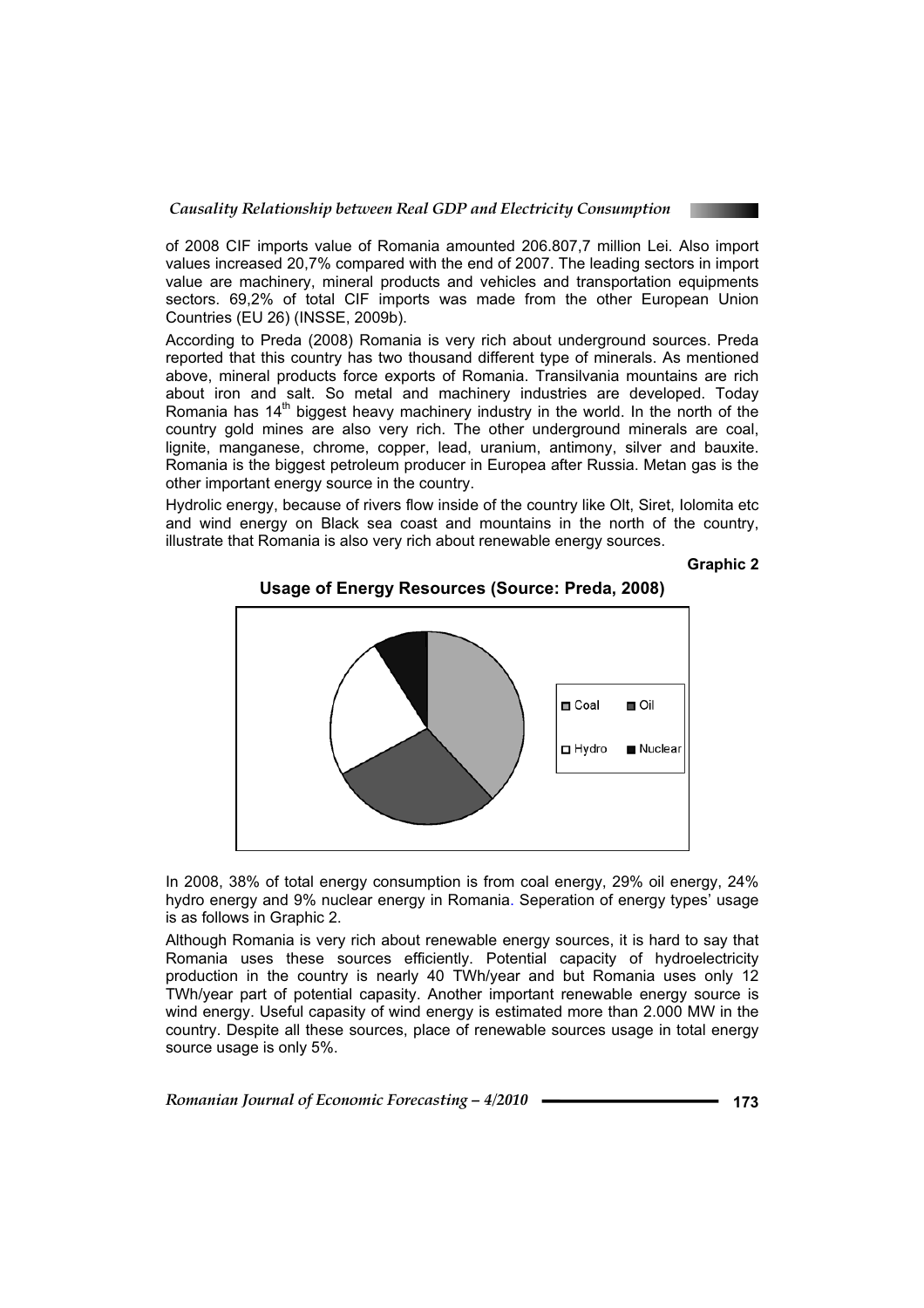of 2008 CIF imports value of Romania amounted 206.807,7 million Lei. Also import values increased 20,7% compared with the end of 2007. The leading sectors in import value are machinery, mineral products and vehicles and transportation equipments sectors. 69,2% of total CIF imports was made from the other European Union Countries (EU 26) (INSSE, 2009b).

According to Preda (2008) Romania is very rich about underground sources. Preda reported that this country has two thousand different type of minerals. As mentioned above, mineral products force exports of Romania. Transilvania mountains are rich about iron and salt. So metal and machinery industries are developed. Today Romania has 14th biggest heavy machinery industry in the world. In the north of the country gold mines are also very rich. The other underground minerals are coal, lignite, manganese, chrome, copper, lead, uranium, antimony, silver and bauxite. Romania is the biggest petroleum producer in Europea after Russia. Metan gas is the other important energy source in the country.

Hydrolic energy, because of rivers flow inside of the country like Olt, Siret, Iolomita etc and wind energy on Black sea coast and mountains in the north of the country, illustrate that Romania is also very rich about renewable energy sources.

**Graphic 2**

**Usage of Energy Resources (Source: Preda, 2008)**

In 2008, 38% of total energy consumption is from coal energy, 29% oil energy, 24% hydro energy and 9% nuclear energy in Romania. Seperation of energy types' usage is as follows in Graphic 2.

Although Romania is very rich about renewable energy sources, it is hard to say that Romania uses these sources efficiently. Potential capacity of hydroelectricity production in the country is nearly 40 TWh/year and but Romania uses only 12 TWh/year part of potential capasity. Another important renewable energy source is wind energy. Useful capacity of wind energy is estimated more than 2.000 MW in the country. Despite all these sources, place of renewable sources usage in total energy source usage is only 5%.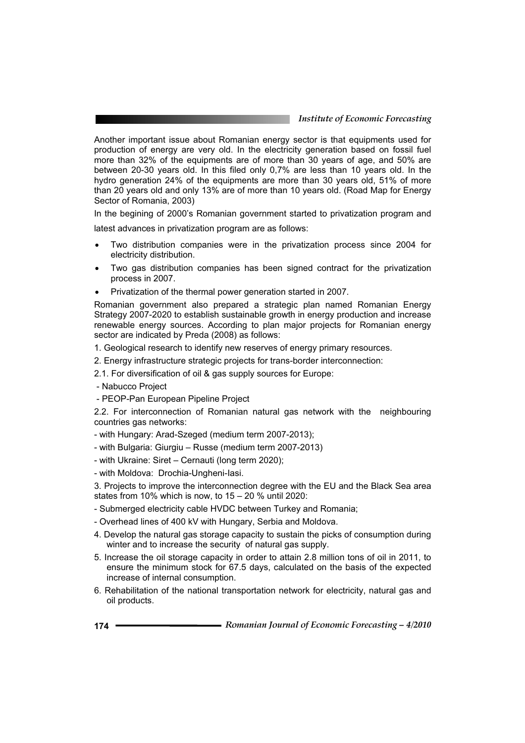Another important issue about Romanian energy sector is that equipments used for production of energy are very old. In the electricity generation based on fossil fuel more than 32% of the equipments are of more than 30 years of age, and 50% are between 20-30 years old. In this filed only 0,7% are less than 10 years old. In the hydro generation 24% of the equipments are more than 30 years old, 51% of more than 20 years old and only 13% are of more than 10 years old. (Road Map for Energy Sector of Romania, 2003)

In the begining of 2000's Romanian government started to privatization program and latest advances in privatization program are as follows:

- Two distribution companies were in the privatization process since 2004 for electricity distribution.
- Two gas distribution companies has been signed contract for the privatization process in 2007.
- Privatization of the thermal power generation started in 2007.

Romanian government also prepared a strategic plan named Romanian Energy Strategy 2007-2020 to establish sustainable growth in energy production and increase renewable energy sources. According to plan major projects for Romanian energy sector are indicated by Preda (2008) as follows:

1. Geological research to identify new reserves of energy primary resources.

2. Energy infrastructure strategic projects for trans-border interconnection:

2.1. For diversification of oil & gas supply sources for Europe:

- Nabucco Project
- PEOP-Pan European Pipeline Project

2.2. For interconnection of Romanian natural gas network with the neighbouring countries gas networks:

- with Hungary: Arad-Szeged (medium term 2007-2013);
- with Bulgaria: Giurgiu – Russe (medium term 2007-2013)
- with Ukraine: Siret – Cernauti (long term 2020);
- with Moldova: Drochia-Ungheni-Iasi.

3. Projects to improve the interconnection degree with the EU and the Black Sea area states from 10% which is now, to 15 – 20 % until 2020:

- Submerged electricity cable HVDC between Turkey and Romania;
- Overhead lines of 400 kV with Hungary, Serbia and Moldova.

4. Develop the natural gas storage capacity to sustain the picks of consumption during winter and to increase the security of natural gas supply.

5. Increase the oil storage capacity in order to attain 2.8 million tons of oil in 2011, to ensure the minimum stock for 67.5 days, calculated on the basis of the expected increase of internal consumption.

6. Rehabilitation of the national transportation network for electricity, natural gas and oil products.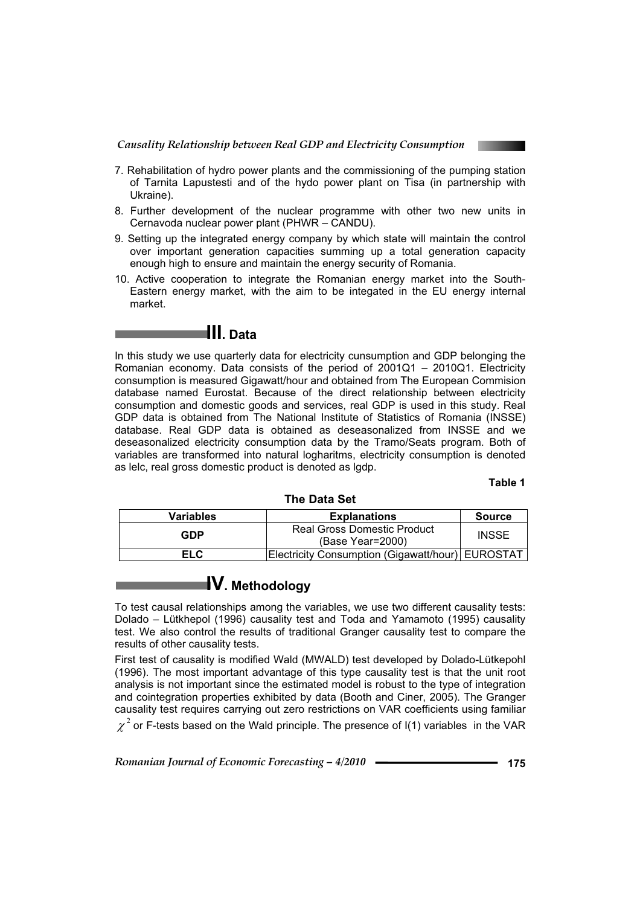7. Rehabilitation of hydro power plants and the commissioning of the pumping station of Tarnita Lapustesti and of the hydo power plant on Tisa (in partnership with Ukraine).
8. Further development of the nuclear programme with other two new units in Cernavoda nuclear power plant (PHWR – CANDU).
9. Setting up the integrated energy company by which state will maintain the control over important generation capacities summing up a total generation capacity enough high to ensure and maintain the energy security of Romania.
10. Active cooperation to integrate the Romanian energy market into the South-Eastern energy market, with the aim to be integated in the EU energy internal market.

## III. Data

In this study we use quarterly data for electricity cunsumption and GDP belonging the Romanian economy. Data consists of the period of 2001Q1 – 2010Q1. Electricity consumption is measured Gigawatt/hour and obtained from The European Commision database named Eurostat. Because of the direct relationship between electricity consumption and domestic goods and services, real GDP is used in this study. Real GDP data is obtained from The National Institute of Statistics of Romania (INSSE) database. Real GDP data is obtained as deseasonalized from INSSE and we deseasonalized electricity consumption data by the Tramo/Seats program. Both of variables are transformed into natural logharitms, electricity consumption is denoted as lelc, real gross domestic product is denoted as lgdp.

**Table 1**

**The Data Set**

| Variables | Explanations | Source |
|---|---|---|
| GDP | Real Gross Domestic Product (Base Year=2000) | INSSE |
| ELC | Electricity Consumption (Gigawatt/hour) | EUROSTAT |

## IV. Methodology

To test causal relationships among the variables, we use two different causality tests: Dolado – Lütkhepol (1996) causality test and Toda and Yamamoto (1995) causality test. We also control the results of traditional Granger causality test to compare the results of other causality tests.

First test of causality is modified Wald (MWALD) test developed by Dolado-Lütkepohl (1996). The most important advantage of this type causality test is that the unit root analysis is not important since the estimated model is robust to the type of integration and cointegration properties exhibited by data (Booth and Ciner, 2005). The Granger causality test requires carrying out zero restrictions on VAR coefficients using familiar $\chi^2$ or F-tests based on the Wald principle. The presence of I(1) variables in the VAR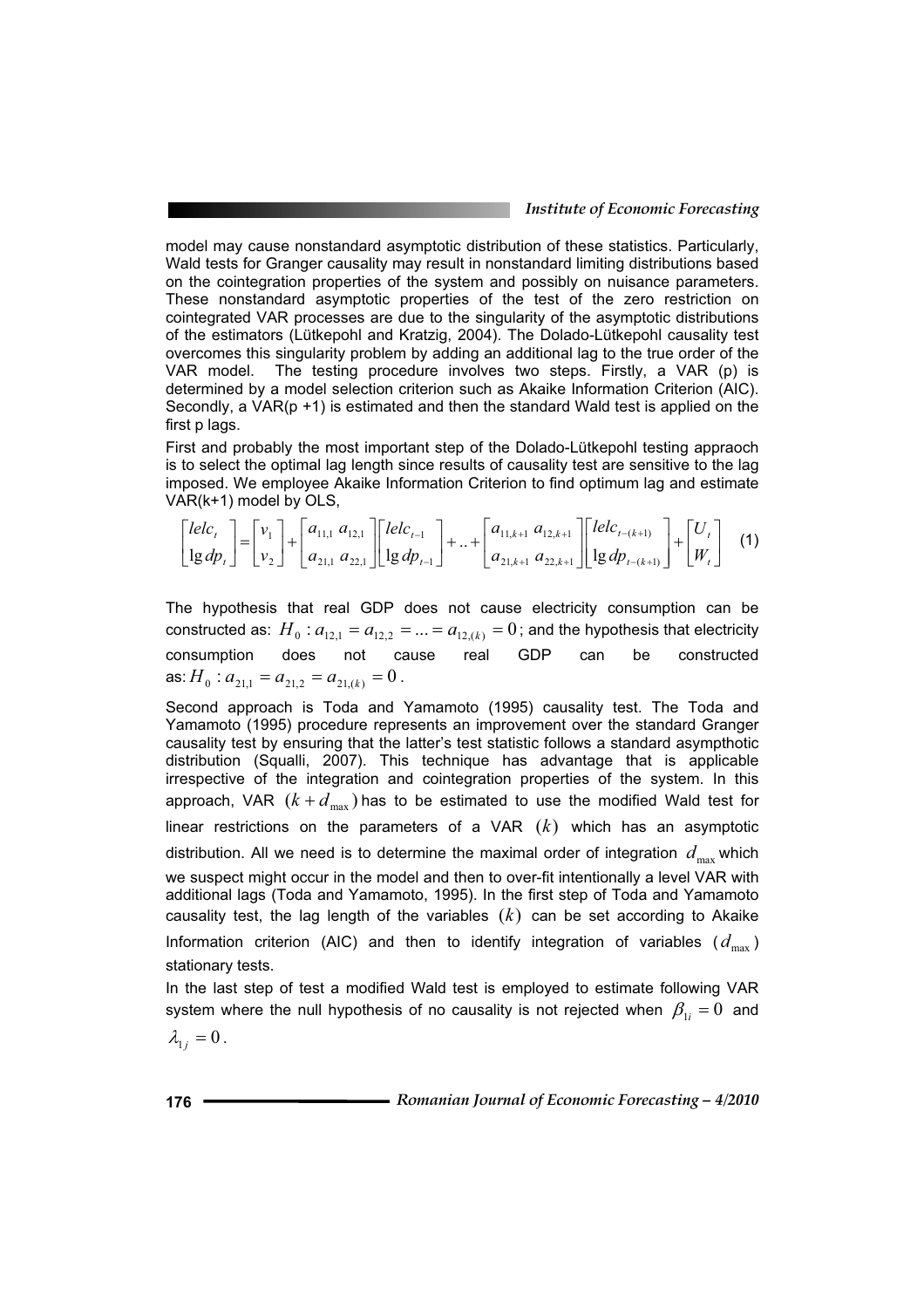model may cause nonstandard asymptotic distribution of these statistics. Particularly, Wald tests for Granger causality may result in nonstandard limiting distributions based on the cointegration properties of the system and possibly on nuisance parameters. These nonstandard asymptotic properties of the test of the zero restriction on cointegrated VAR processes are due to the singularity of the asymptotic distributions of the estimators (Lütkepohl and Kratzig, 2004). The Dolado-Lütkepohl causality test overcomes this singularity problem by adding an additional lag to the true order of the VAR model. The testing procedure involves two steps. Firstly, a VAR (p) is determined by a model selection criterion such as Akaike Information Criterion (AIC). Secondly, a VAR(p +1) is estimated and then the standard Wald test is applied on the first p lags.

First and probably the most important step of the Dolado-Lütkepohl testing appraoch is to select the optimal lag length since results of causality test are sensitive to the lag imposed. We employee Akaike Information Criterion to find optimum lag and estimate VAR(k+1) model by OLS,

$$\begin{bmatrix} lelc_t \\ \lg dp_t \end{bmatrix} = \begin{bmatrix} v_1 \\ v_2 \end{bmatrix} + \begin{bmatrix} a_{11,1} & a_{12,1} \\ a_{21,1} & a_{22,1} \end{bmatrix} \begin{bmatrix} lelc_{t-1} \\ \lg dp_{t-1} \end{bmatrix} + .. + \begin{bmatrix} a_{11,k+1} & a_{12,k+1} \\ a_{21,k+1} & a_{22,k+1} \end{bmatrix} \begin{bmatrix} lelc_{t-(k+1)} \\ \lg dp_{t-(k+1)} \end{bmatrix} + \begin{bmatrix} U_t \\ W_t \end{bmatrix} \quad (1)$$

The hypothesis that real GDP does not cause electricity consumption can be constructed as: $H_0 : a_{12,1} = a_{12,2} = ... = a_{12,(k)} = 0$; and the hypothesis that electricity consumption does not cause real GDP can be constructed as: $H_0 : a_{21,1} = a_{21,2} = a_{21,(k)} = 0$.

Second approach is Toda and Yamamoto (1995) causality test. The Toda and Yamamoto (1995) procedure represents an improvement over the standard Granger causality test by ensuring that the latter's test statistic follows a standard asympthotic distribution (Squalli, 2007). This technique has advantage that is applicable irrespective of the integration and cointegration properties of the system. In this approach, VAR $(k + d_{\max})$ has to be estimated to use the modified Wald test for linear restrictions on the parameters of a VAR $(k)$ which has an asymptotic distribution. All we need is to determine the maximal order of integration $d_{\max}$ which we suspect might occur in the model and then to over-fit intentionally a level VAR with additional lags (Toda and Yamamoto, 1995). In the first step of Toda and Yamamoto causality test, the lag length of the variables $(k)$ can be set according to Akaike Information criterion (AIC) and then to identify integration of variables $(d_{\max})$ stationary tests.

In the last step of test a modified Wald test is employed to estimate following VAR system where the null hypothesis of no causality is not rejected when $\beta_{1i} = 0$ and $\lambda_{1j} = 0$.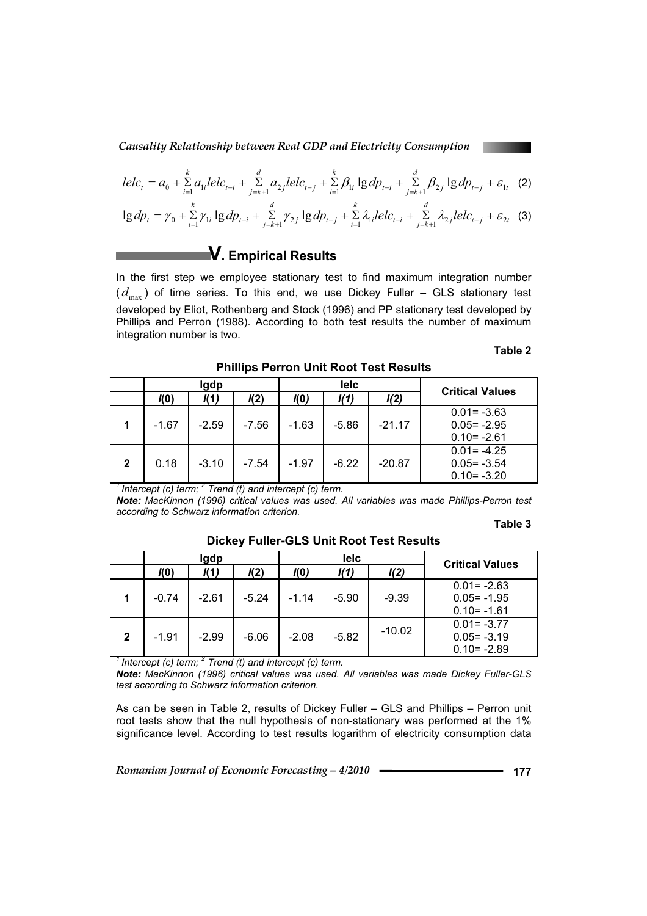$$lelc_t = a_0 + \sum_{i=1}^{k} a_{1i} lelc_{t-i} + \sum_{j=k+1}^{d} a_{2j} lelc_{t-j} + \sum_{i=1}^{k} \beta_{1i} \lg dp_{t-i} + \sum_{j=k+1}^{d} \beta_{2j} \lg dp_{t-j} + \varepsilon_{1t} \quad (2)$$

$$\lg dp_t = \gamma_0 + \sum_{i=1}^{k} \gamma_{1i} \lg dp_{t-i} + \sum_{j=k+1}^{d} \gamma_{2j} \lg dp_{t-j} + \sum_{i=1}^{k} \lambda_{1i} lelc_{t-i} + \sum_{j=k+1}^{d} \lambda_{2j} lelc_{t-j} + \varepsilon_{2t} \quad (3)$$

## V. Empirical Results

In the first step we employee stationary test to find maximum integration number ($d_{\max}$) of time series. To this end, we use Dickey Fuller – GLS stationary test developed by Eliot, Rothenberg and Stock (1996) and PP stationary test developed by Phillips and Perron (1988). According to both test results the number of maximum integration number is two.

**Table 2**

**Phillips Perron Unit Root Test Results**

| | lgdp | | | lelc | | | Critical Values |
|---|---|---|---|---|---|---|---|
| | *I*(0) | *I*(1) | *I*(2) | *I*(0) | *I*(1) | *I*(2) | |
| **1** | -1.67 | -2.59 | -7.56 | -1.63 | -5.86 | -21.17 | 0.01= -3.63<br>0.05= -2.95<br>0.10= -2.61 |
| **2** | 0.18 | -3.10 | -7.54 | -1.97 | -6.22 | -20.87 | 0.01= -4.25<br>0.05= -3.54<br>0.10= -3.20 |

*[1] Intercept (c) term; [2] Trend (t) and intercept (c) term.*

***Note:** MacKinnon (1996) critical values was used. All variables was made Phillips-Perron test according to Schwarz information criterion.*

**Table 3**

**Dickey Fuller-GLS Unit Root Test Results**

| | lgdp | | | lelc | | | Critical Values |
|---|---|---|---|---|---|---|---|
| | *I*(0) | *I*(1) | *I*(2) | *I*(0) | *I*(1) | *I*(2) | |
| **1** | -0.74 | -2.61 | -5.24 | -1.14 | -5.90 | -9.39 | 0.01= -2.63<br>0.05= -1.95<br>0.10= -1.61 |
| **2** | -1.91 | -2.99 | -6.06 | -2.08 | -5.82 | -10.02 | 0.01= -3.77<br>0.05= -3.19<br>0.10= -2.89 |

*[1] Intercept (c) term; [2] Trend (t) and intercept (c) term.*

***Note:** MacKinnon (1996) critical values was used. All variables was made Dickey Fuller-GLS test according to Schwarz information criterion.*

As can be seen in Table 2, results of Dickey Fuller – GLS and Phillips – Perron unit root tests show that the null hypothesis of non-stationary was performed at the 1% significance level. According to test results logarithm of electricity consumption data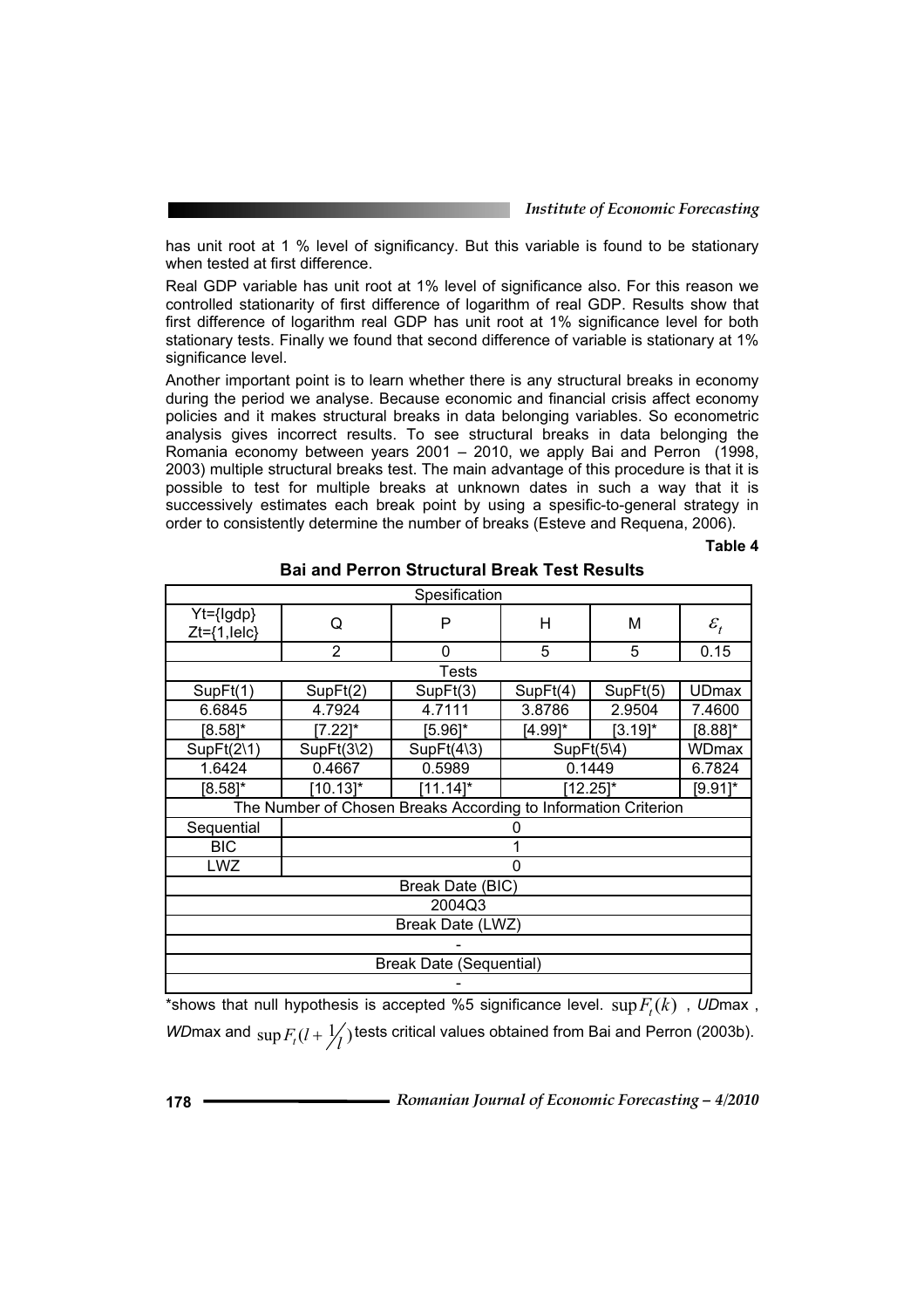has unit root at 1 % level of significancy. But this variable is found to be stationary when tested at first difference.

Real GDP variable has unit root at 1% level of significance also. For this reason we controlled stationarity of first difference of logarithm of real GDP. Results show that first difference of logarithm real GDP has unit root at 1% significance level for both stationary tests. Finally we found that second difference of variable is stationary at 1% significance level.

Another important point is to learn whether there is any structural breaks in economy during the period we analyse. Because economic and financial crisis affect economy policies and it makes structural breaks in data belonging variables. So econometric analysis gives incorrect results. To see structural breaks in data belonging the Romania economy between years 2001 – 2010, we apply Bai and Perron (1998, 2003) multiple structural breaks test. The main advantage of this procedure is that it is possible to test for multiple breaks at unknown dates in such a way that it is successively estimates each break point by using a spesific-to-general strategy in order to consistently determine the number of breaks (Esteve and Requena, 2006).

**Table 4**

**Bai and Perron Structural Break Test Results**

| Spesification | | | | | |
|---|---|---|---|---|---|
| Yt={lgdp} Zt={1,lelc} | Q | P | H | M | $\varepsilon_t$ |
| | 2 | 0 | 5 | 5 | 0.15 |
| Tests | | | | | |
| SupFt(1) | SupFt(2) | SupFt(3) | SupFt(4) | SupFt(5) | UDmax |
| 6.6845 | 4.7924 | 4.7111 | 3.8786 | 2.9504 | 7.4600 |
| [8.58]* | [7.22]* | [5.96]* | [4.99]* | [3.19]* | [8.88]* |
| SupFt(2\1) | SupFt(3\2) | SupFt(4\3) | SupFt(5\4) | | WDmax |
| 1.6424 | 0.4667 | 0.5989 | 0.1449 | | 6.7824 |
| [8.58]* | [10.13]* | [11.14]* | [12.25]* | | [9.91]* |
| The Number of Chosen Breaks According to Information Criterion | | | | | |
| Sequential | 0 | | | | |
| BIC | 1 | | | | |
| LWZ | 0 | | | | |
| Break Date (BIC) | | | | | |
| 2004Q3 | | | | | |
| Break Date (LWZ) | | | | | |
| - | | | | | |
| Break Date (Sequential) | | | | | |
| - | | | | | |

*shows that null hypothesis is accepted %5 significance level. $\sup F_t(k)$ , *UD*max , *WD*max and $\sup F_t(l + 1/l)$ tests critical values obtained from Bai and Perron (2003b).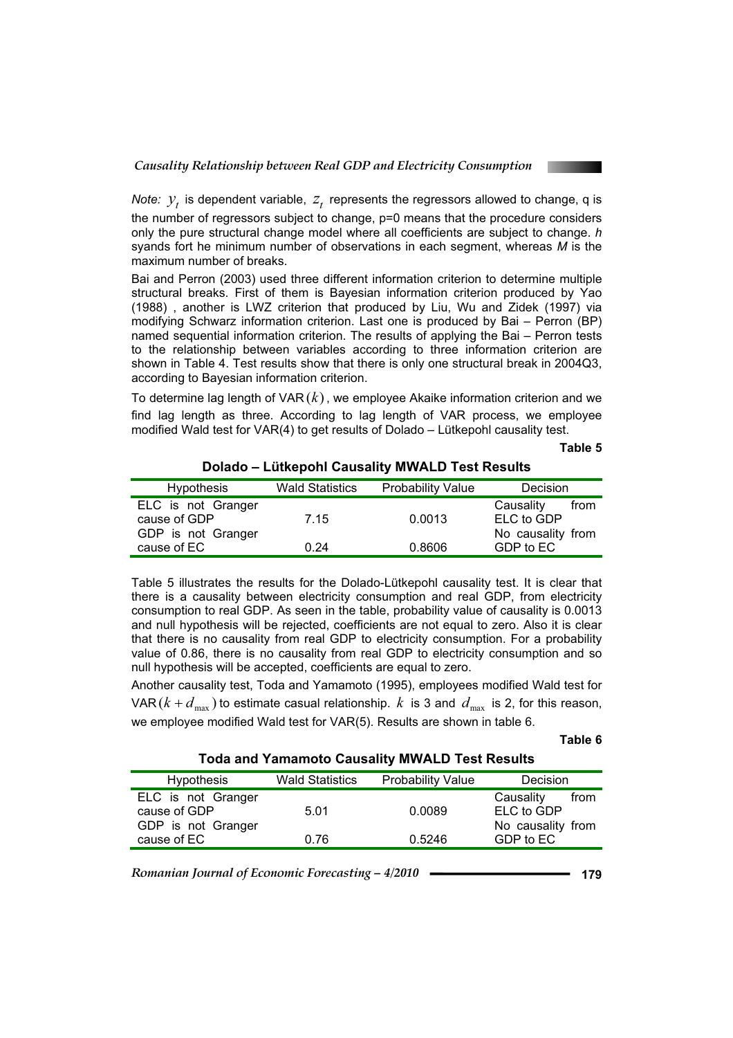*Note:* $y_t$ is dependent variable, $z_t$ represents the regressors allowed to change, q is the number of regressors subject to change, p=0 means that the procedure considers only the pure structural change model where all coefficients are subject to change. *h* syands fort he minimum number of observations in each segment, whereas *M* is the maximum number of breaks.

Bai and Perron (2003) used three different information criterion to determine multiple structural breaks. First of them is Bayesian information criterion produced by Yao (1988) , another is LWZ criterion that produced by Liu, Wu and Zidek (1997) via modifying Schwarz information criterion. Last one is produced by Bai – Perron (BP) named sequential information criterion. The results of applying the Bai – Perron tests to the relationship between variables according to three information criterion are shown in Table 4. Test results show that there is only one structural break in 2004Q3, according to Bayesian information criterion.

To determine lag length of VAR$(k)$, we employee Akaike information criterion and we find lag length as three. According to lag length of VAR process, we employee modified Wald test for VAR(4) to get results of Dolado – Lütkepohl causality test.

**Table 5**

**Dolado – Lütkepohl Causality MWALD Test Results**

| Hypothesis | Wald Statistics | Probability Value | Decision |
|---|---|---|---|
| ELC is not Granger cause of GDP | 7.15 | 0.0013 | Causality from ELC to GDP |
| GDP is not Granger cause of EC | 0.24 | 0.8606 | No causality from GDP to EC |

Table 5 illustrates the results for the Dolado-Lütkepohl causality test. It is clear that there is a causality between electricity consumption and real GDP, from electricity consumption to real GDP. As seen in the table, probability value of causality is 0.0013 and null hypothesis will be rejected, coefficients are not equal to zero. Also it is clear that there is no causality from real GDP to electricity consumption. For a probability value of 0.86, there is no causality from real GDP to electricity consumption and so null hypothesis will be accepted, coefficients are equal to zero.

Another causality test, Toda and Yamamoto (1995), employees modified Wald test for VAR$(k + d_{max})$ to estimate casual relationship. $k$ is 3 and $d_{max}$ is 2, for this reason, we employee modified Wald test for VAR(5). Results are shown in table 6.

**Table 6**

**Toda and Yamamoto Causality MWALD Test Results**

| Hypothesis | Wald Statistics | Probability Value | Decision |
|---|---|---|---|
| ELC is not Granger cause of GDP | 5.01 | 0.0089 | Causality from ELC to GDP |
| GDP is not Granger cause of EC | 0.76 | 0.5246 | No causality from GDP to EC |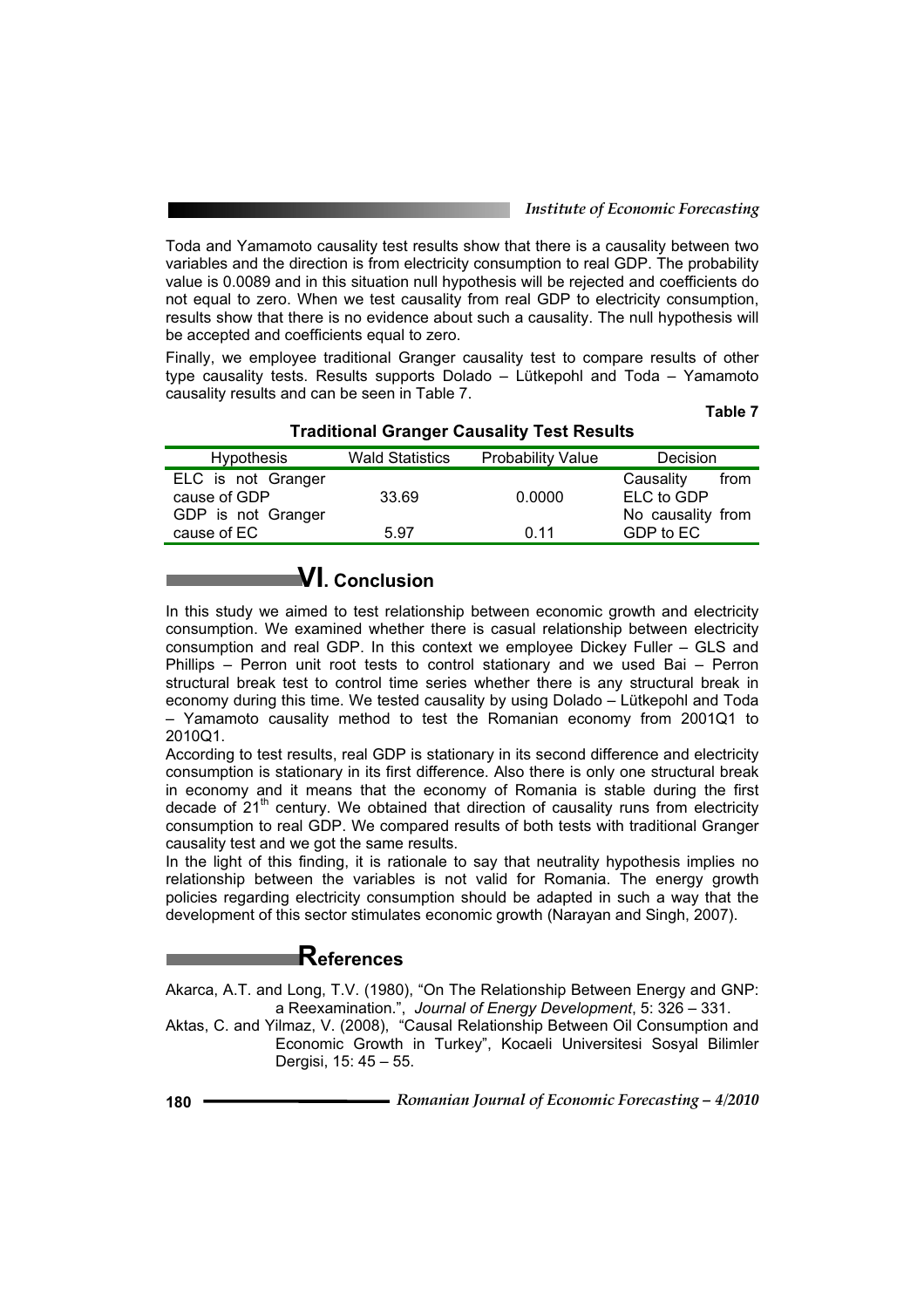Toda and Yamamoto causality test results show that there is a causality between two variables and the direction is from electricity consumption to real GDP. The probability value is 0.0089 and in this situation null hypothesis will be rejected and coefficients do not equal to zero. When we test causality from real GDP to electricity consumption, results show that there is no evidence about such a causality. The null hypothesis will be accepted and coefficients equal to zero.

Finally, we employee traditional Granger causality test to compare results of other type causality tests. Results supports Dolado – Lütkepohl and Toda – Yamamoto causality results and can be seen in Table 7.

**Table 7**

**Traditional Granger Causality Test Results**

| Hypothesis | Wald Statistics | Probability Value | Decision |
|---|---|---|---|
| ELC is not Granger cause of GDP | 33.69 | 0.0000 | Causality from ELC to GDP |
| GDP is not Granger cause of EC | 5.97 | 0.11 | No causality from GDP to EC |

## VI. Conclusion

In this study we aimed to test relationship between economic growth and electricity consumption. We examined whether there is casual relationship between electricity consumption and real GDP. In this context we employee Dickey Fuller – GLS and Phillips – Perron unit root tests to control stationary and we used Bai – Perron structural break test to control time series whether there is any structural break in economy during this time. We tested causality by using Dolado – Lütkepohl and Toda – Yamamoto causality method to test the Romanian economy from 2001Q1 to 2010Q1.

According to test results, real GDP is stationary in its second difference and electricity consumption is stationary in its first difference. Also there is only one structural break in economy and it means that the economy of Romania is stable during the first decade of $21^{th}$ century. We obtained that direction of causality runs from electricity consumption to real GDP. We compared results of both tests with traditional Granger causality test and we got the same results.

In the light of this finding, it is rationale to say that neutrality hypothesis implies no relationship between the variables is not valid for Romania. The energy growth policies regarding electricity consumption should be adapted in such a way that the development of this sector stimulates economic growth (Narayan and Singh, 2007).

## References

Akarca, A.T. and Long, T.V. (1980), "On The Relationship Between Energy and GNP: a Reexamination.", *Journal of Energy Development*, 5: 326 – 331.

Aktas, C. and Yilmaz, V. (2008), "Causal Relationship Between Oil Consumption and Economic Growth in Turkey", Kocaeli Universitesi Sosyal Bilimler Dergisi, 15: 45 – 55.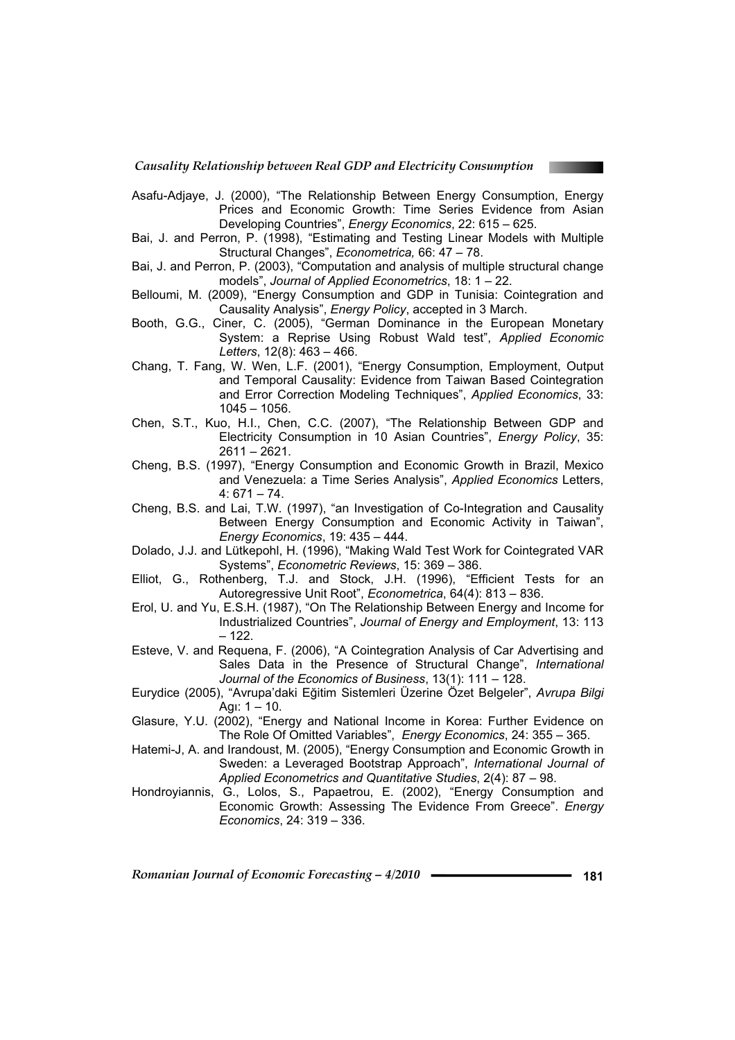Asafu-Adjaye, J. (2000), "The Relationship Between Energy Consumption, Energy Prices and Economic Growth: Time Series Evidence from Asian Developing Countries", *Energy Economics*, 22: 615 – 625.

Bai, J. and Perron, P. (1998), "Estimating and Testing Linear Models with Multiple Structural Changes", *Econometrica,* 66: 47 – 78.

Bai, J. and Perron, P. (2003), "Computation and analysis of multiple structural change models", *Journal of Applied Econometrics*, 18: 1 – 22.

Belloumi, M. (2009), "Energy Consumption and GDP in Tunisia: Cointegration and Causality Analysis", *Energy Policy*, accepted in 3 March.

Booth, G.G., Ciner, C. (2005), "German Dominance in the European Monetary System: a Reprise Using Robust Wald test", *Applied Economic Letters*, 12(8): 463 – 466.

Chang, T. Fang, W. Wen, L.F. (2001), "Energy Consumption, Employment, Output and Temporal Causality: Evidence from Taiwan Based Cointegration and Error Correction Modeling Techniques", *Applied Economics*, 33: 1045 – 1056.

Chen, S.T., Kuo, H.I., Chen, C.C. (2007), "The Relationship Between GDP and Electricity Consumption in 10 Asian Countries", *Energy Policy*, 35: 2611 – 2621.

Cheng, B.S. (1997), "Energy Consumption and Economic Growth in Brazil, Mexico and Venezuela: a Time Series Analysis", *Applied Economics* Letters, 4: 671 – 74.

Cheng, B.S. and Lai, T.W. (1997), "an Investigation of Co-Integration and Causality Between Energy Consumption and Economic Activity in Taiwan", *Energy Economics*, 19: 435 – 444.

Dolado, J.J. and Lütkepohl, H. (1996), "Making Wald Test Work for Cointegrated VAR Systems", *Econometric Reviews*, 15: 369 – 386.

Elliot, G., Rothenberg, T.J. and Stock, J.H. (1996), "Efficient Tests for an Autoregressive Unit Root", *Econometrica*, 64(4): 813 – 836.

Erol, U. and Yu, E.S.H. (1987), "On The Relationship Between Energy and Income for Industrialized Countries", *Journal of Energy and Employment*, 13: 113 – 122.

Esteve, V. and Requena, F. (2006), "A Cointegration Analysis of Car Advertising and Sales Data in the Presence of Structural Change", *International Journal of the Economics of Business*, 13(1): 111 – 128.

Eurydice (2005), "Avrupa'daki Eğitim Sistemleri Üzerine Özet Belgeler", *Avrupa Bilgi* Agı: 1 – 10.

Glasure, Y.U. (2002), "Energy and National Income in Korea: Further Evidence on The Role Of Omitted Variables", *Energy Economics*, 24: 355 – 365.

Hatemi-J, A. and Irandoust, M. (2005), "Energy Consumption and Economic Growth in Sweden: a Leveraged Bootstrap Approach", *International Journal of Applied Econometrics and Quantitative Studies*, 2(4): 87 – 98.

Hondroyiannis, G., Lolos, S., Papaetrou, E. (2002), "Energy Consumption and Economic Growth: Assessing The Evidence From Greece". *Energy Economics*, 24: 319 – 336.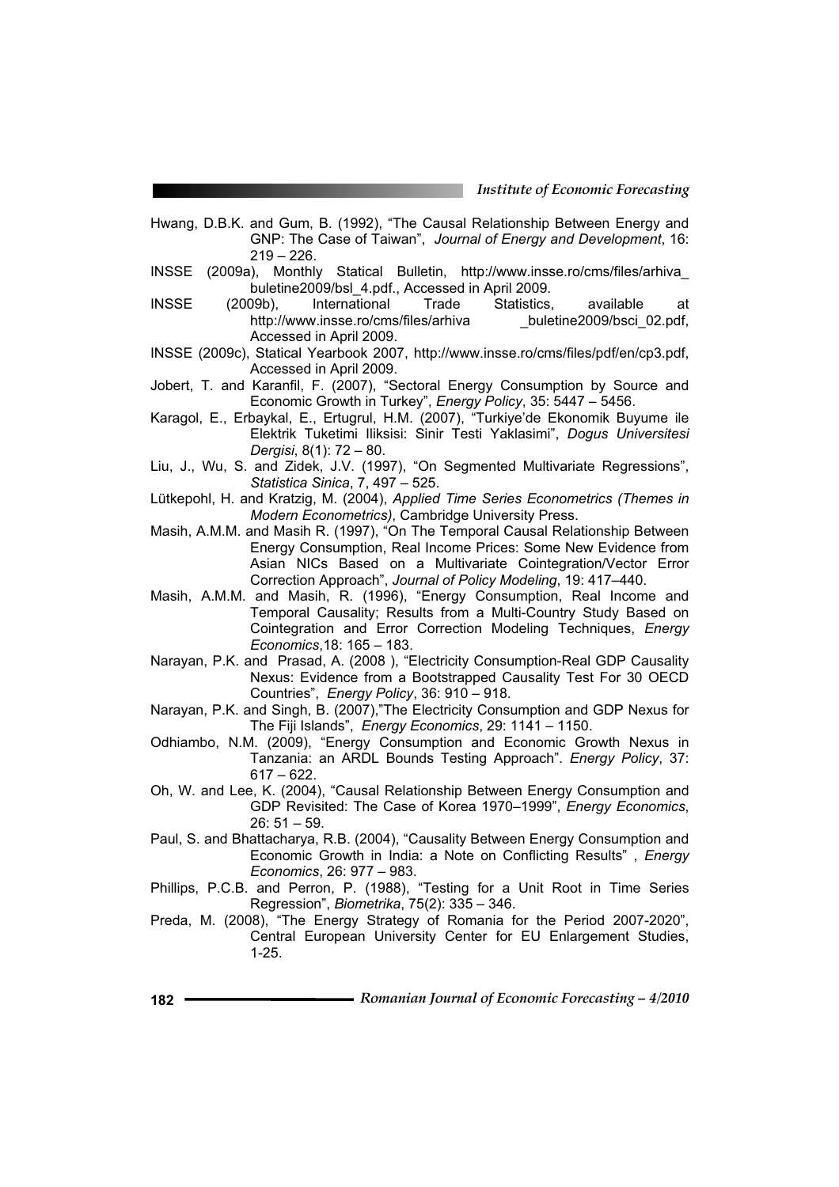Hwang, D.B.K. and Gum, B. (1992), "The Causal Relationship Between Energy and GNP: The Case of Taiwan", *Journal of Energy and Development*, 16: 219 – 226.

INSSE (2009a), Monthly Statical Bulletin, http://www.insse.ro/cms/files/arhiva_buletine2009/bsl_4.pdf., Accessed in April 2009.

INSSE (2009b), International Trade Statistics, available at http://www.insse.ro/cms/files/arhiva _buletine2009/bsci_02.pdf, Accessed in April 2009.

INSSE (2009c), Statical Yearbook 2007, http://www.insse.ro/cms/files/pdf/en/cp3.pdf, Accessed in April 2009.

Jobert, T. and Karanfil, F. (2007), "Sectoral Energy Consumption by Source and Economic Growth in Turkey", *Energy Policy*, 35: 5447 – 5456.

Karagol, E., Erbaykal, E., Ertugrul, H.M. (2007), "Turkiye'de Ekonomik Buyume ile Elektrik Tuketimi Iliksisi: Sinir Testi Yaklasimi", *Dogus Universitesi Dergisi*, 8(1): 72 – 80.

Liu, J., Wu, S. and Zidek, J.V. (1997), "On Segmented Multivariate Regressions", *Statistica Sinica*, 7, 497 – 525.

Lütkepohl, H. and Kratzig, M. (2004), *Applied Time Series Econometrics (Themes in Modern Econometrics)*, Cambridge University Press.

Masih, A.M.M. and Masih R. (1997), "On The Temporal Causal Relationship Between Energy Consumption, Real Income Prices: Some New Evidence from Asian NICs Based on a Multivariate Cointegration/Vector Error Correction Approach", *Journal of Policy Modeling*, 19: 417–440.

Masih, A.M.M. and Masih, R. (1996), "Energy Consumption, Real Income and Temporal Causality; Results from a Multi-Country Study Based on Cointegration and Error Correction Modeling Techniques, *Energy Economics*,18: 165 – 183.

Narayan, P.K. and Prasad, A. (2008 ), "Electricity Consumption-Real GDP Causality Nexus: Evidence from a Bootstrapped Causality Test For 30 OECD Countries", *Energy Policy*, 36: 910 – 918.

Narayan, P.K. and Singh, B. (2007),"The Electricity Consumption and GDP Nexus for The Fiji Islands", *Energy Economics*, 29: 1141 – 1150.

Odhiambo, N.M. (2009), "Energy Consumption and Economic Growth Nexus in Tanzania: an ARDL Bounds Testing Approach". *Energy Policy*, 37: 617 – 622.

Oh, W. and Lee, K. (2004), "Causal Relationship Between Energy Consumption and GDP Revisited: The Case of Korea 1970–1999", *Energy Economics*, 26: 51 – 59.

Paul, S. and Bhattacharya, R.B. (2004), "Causality Between Energy Consumption and Economic Growth in India: a Note on Conflicting Results" , *Energy Economics*, 26: 977 – 983.

Phillips, P.C.B. and Perron, P. (1988), "Testing for a Unit Root in Time Series Regression", *Biometrika*, 75(2): 335 – 346.

Preda, M. (2008), "The Energy Strategy of Romania for the Period 2007-2020", Central European University Center for EU Enlargement Studies, 1-25.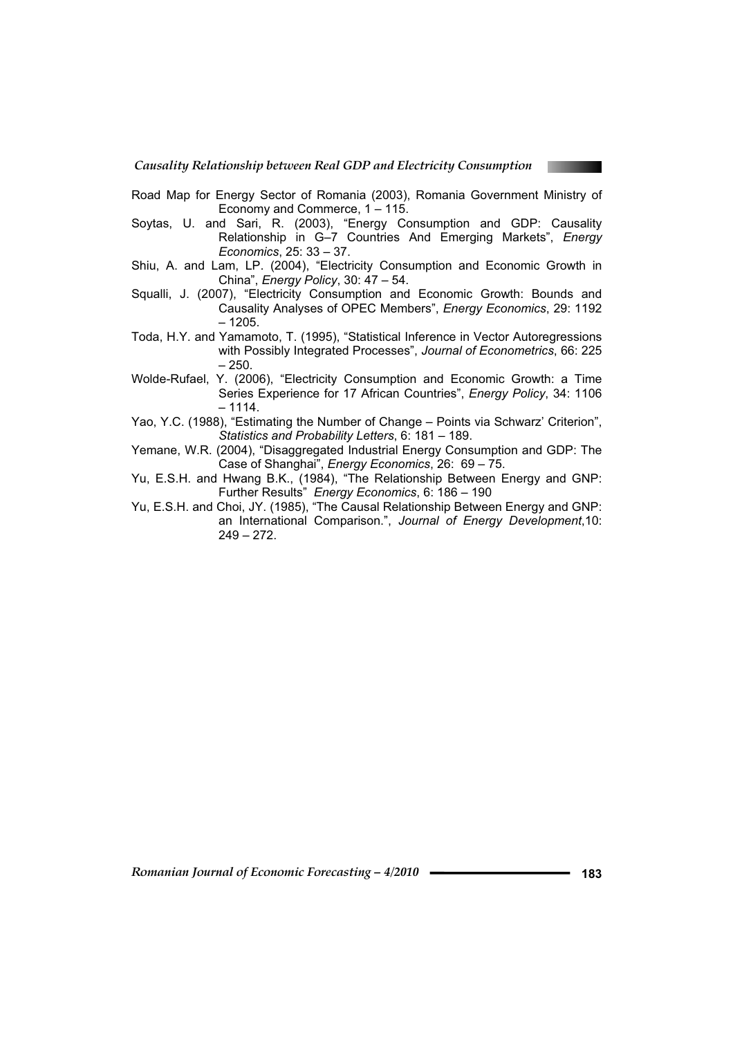Road Map for Energy Sector of Romania (2003), Romania Government Ministry of Economy and Commerce, 1 – 115.

Soytas, U. and Sari, R. (2003), "Energy Consumption and GDP: Causality Relationship in G–7 Countries And Emerging Markets", *Energy Economics*, 25: 33 – 37.

Shiu, A. and Lam, LP. (2004), "Electricity Consumption and Economic Growth in China", *Energy Policy*, 30: 47 – 54.

Squalli, J. (2007), "Electricity Consumption and Economic Growth: Bounds and Causality Analyses of OPEC Members", *Energy Economics*, 29: 1192 – 1205.

Toda, H.Y. and Yamamoto, T. (1995), "Statistical Inference in Vector Autoregressions with Possibly Integrated Processes", *Journal of Econometrics*, 66: 225 – 250.

Wolde-Rufael, Y. (2006), "Electricity Consumption and Economic Growth: a Time Series Experience for 17 African Countries", *Energy Policy*, 34: 1106 – 1114.

Yao, Y.C. (1988), "Estimating the Number of Change – Points via Schwarz' Criterion", *Statistics and Probability Letters*, 6: 181 – 189.

Yemane, W.R. (2004), "Disaggregated Industrial Energy Consumption and GDP: The Case of Shanghai", *Energy Economics*, 26: 69 – 75.

Yu, E.S.H. and Hwang B.K., (1984), "The Relationship Between Energy and GNP: Further Results" *Energy Economics*, 6: 186 – 190

Yu, E.S.H. and Choi, JY. (1985), "The Causal Relationship Between Energy and GNP: an International Comparison.", *Journal of Energy Development*,10: 249 – 272.